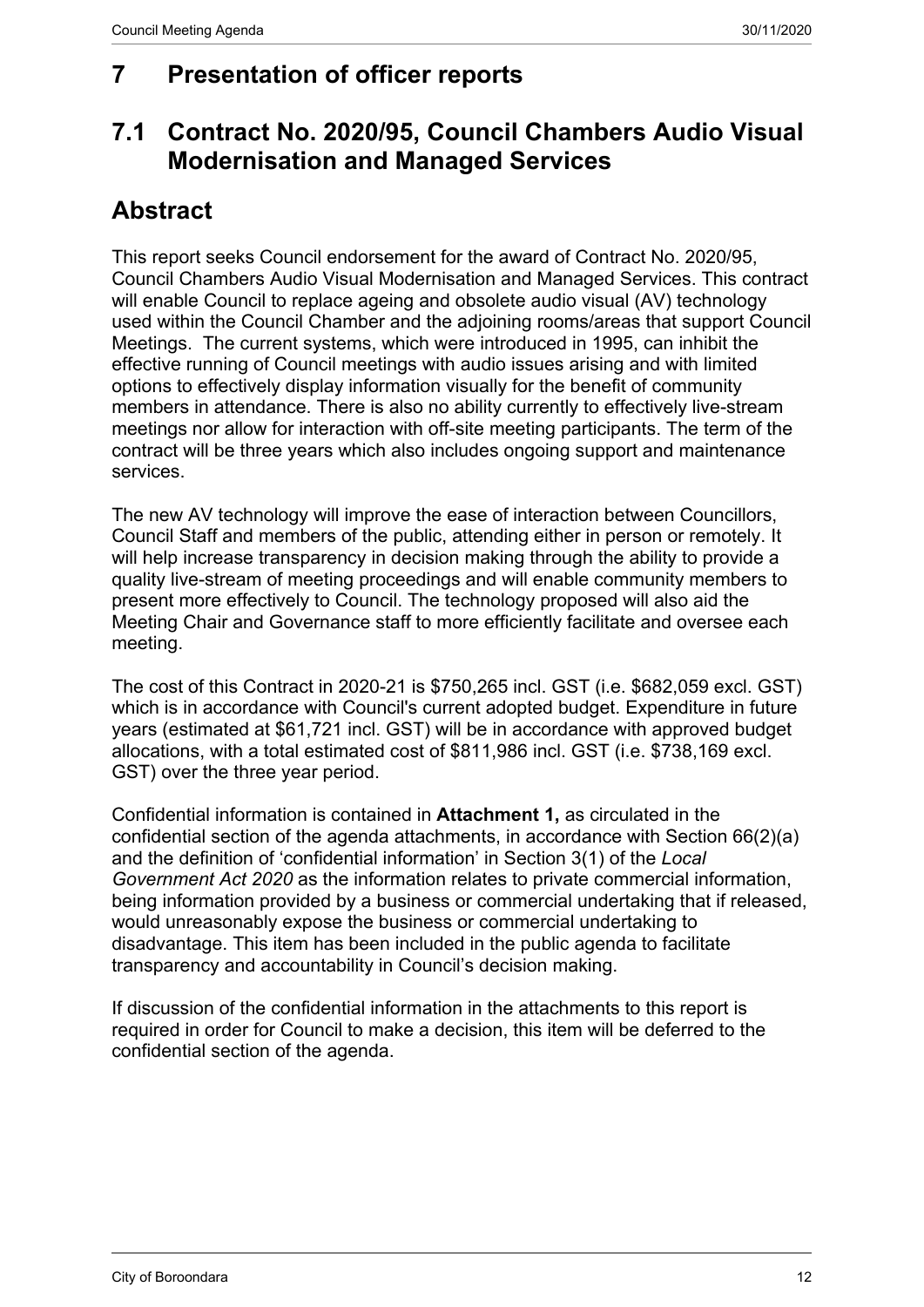# 7 Presentation of officer reports

## 7.1 Contract No. 2020/95, Council Chambers Audio Visual Modernisation and Managed Services

## Abstract

This report seeks Council endorsement for the award of Contract No. 2020/95, Council Chambers Audio Visual Modernisation and Managed Services. This contract will enable Council to replace ageing and obsolete audio visual (AV) technology used within the Council Chamber and the adjoining rooms/areas that support Council Meetings. The current systems, which were introduced in 1995, can inhibit the effective running of Council meetings with audio issues arising and with limited options to effectively display information visually for the benefit of community members in attendance. There is also no ability currently to effectively live-stream meetings nor allow for interaction with off-site meeting participants. The term of the contract will be three years which also includes ongoing support and maintenance services.

The new AV technology will improve the ease of interaction between Councillors, Council Staff and members of the public, attending either in person or remotely. It will help increase transparency in decision making through the ability to provide a quality live-stream of meeting proceedings and will enable community members to present more effectively to Council. The technology proposed will also aid the Meeting Chair and Governance staff to more efficiently facilitate and oversee each meeting.

The cost of this Contract in 2020-21 is $750,265 incl. GST (i.e. $682,059 excl. GST) which is in accordance with Council's current adopted budget. Expenditure in future years (estimated at $61,721 incl. GST) will be in accordance with approved budget allocations, with a total estimated cost of $811,986 incl. GST (i.e. $738,169 excl. GST) over the three year period.

Confidential information is contained in **Attachment 1,** as circulated in the confidential section of the agenda attachments, in accordance with Section 66(2)(a) and the definition of 'confidential information' in Section 3(1) of the *Local Government Act 2020* as the information relates to private commercial information, being information provided by a business or commercial undertaking that if released, would unreasonably expose the business or commercial undertaking to disadvantage. This item has been included in the public agenda to facilitate transparency and accountability in Council's decision making.

If discussion of the confidential information in the attachments to this report is required in order for Council to make a decision, this item will be deferred to the confidential section of the agenda.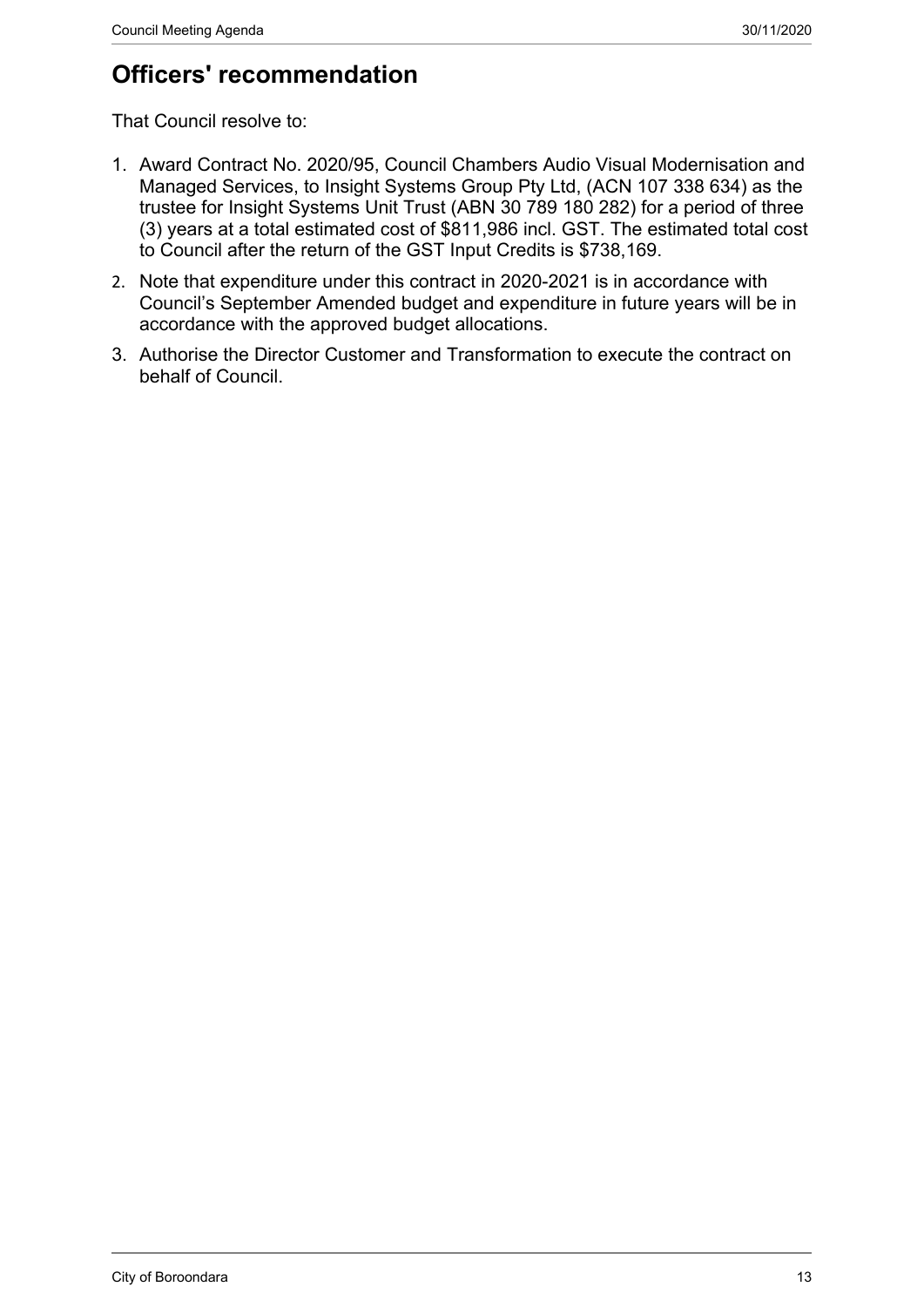## Officers' recommendation

That Council resolve to:

1. Award Contract No. 2020/95, Council Chambers Audio Visual Modernisation and Managed Services, to Insight Systems Group Pty Ltd, (ACN 107 338 634) as the trustee for Insight Systems Unit Trust (ABN 30 789 180 282) for a period of three (3) years at a total estimated cost of $811,986 incl. GST. The estimated total cost to Council after the return of the GST Input Credits is $738,169.
2. Note that expenditure under this contract in 2020-2021 is in accordance with Council's September Amended budget and expenditure in future years will be in accordance with the approved budget allocations.
3. Authorise the Director Customer and Transformation to execute the contract on behalf of Council.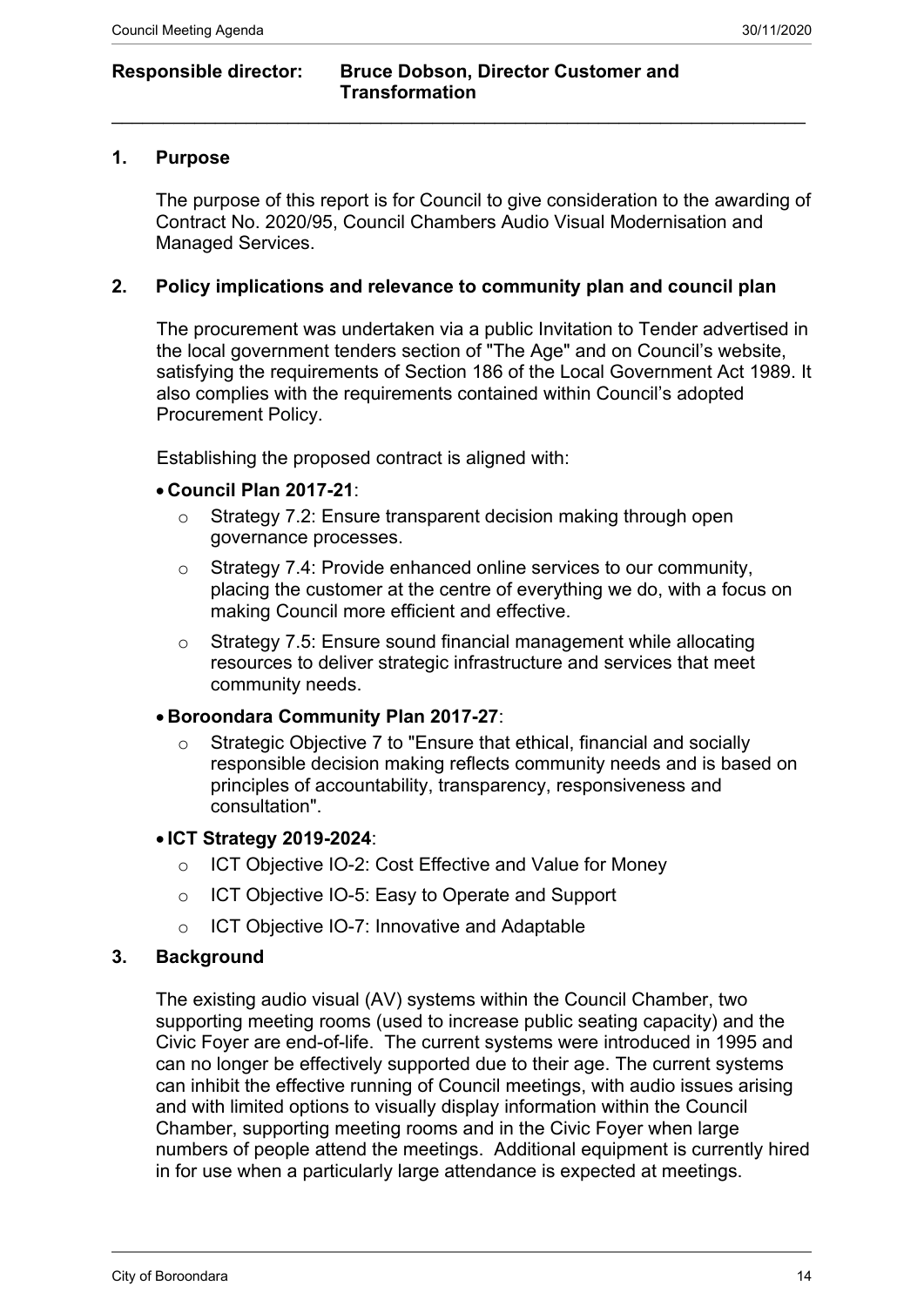**Responsible director: Bruce Dobson, Director Customer and Transformation**

---

## 1. Purpose

The purpose of this report is for Council to give consideration to the awarding of Contract No. 2020/95, Council Chambers Audio Visual Modernisation and Managed Services.

## 2. Policy implications and relevance to community plan and council plan

The procurement was undertaken via a public Invitation to Tender advertised in the local government tenders section of "The Age" and on Council's website, satisfying the requirements of Section 186 of the Local Government Act 1989. It also complies with the requirements contained within Council's adopted Procurement Policy.

Establishing the proposed contract is aligned with:

- **Council Plan 2017-21**:
  - Strategy 7.2: Ensure transparent decision making through open governance processes.
  - Strategy 7.4: Provide enhanced online services to our community, placing the customer at the centre of everything we do, with a focus on making Council more efficient and effective.
  - Strategy 7.5: Ensure sound financial management while allocating resources to deliver strategic infrastructure and services that meet community needs.
- **Boroondara Community Plan 2017-27**:
  - Strategic Objective 7 to "Ensure that ethical, financial and socially responsible decision making reflects community needs and is based on principles of accountability, transparency, responsiveness and consultation".
- **ICT Strategy 2019-2024**:
  - ICT Objective IO-2: Cost Effective and Value for Money
  - ICT Objective IO-5: Easy to Operate and Support
  - ICT Objective IO-7: Innovative and Adaptable

## 3. Background

The existing audio visual (AV) systems within the Council Chamber, two supporting meeting rooms (used to increase public seating capacity) and the Civic Foyer are end-of-life. The current systems were introduced in 1995 and can no longer be effectively supported due to their age. The current systems can inhibit the effective running of Council meetings, with audio issues arising and with limited options to visually display information within the Council Chamber, supporting meeting rooms and in the Civic Foyer when large numbers of people attend the meetings. Additional equipment is currently hired in for use when a particularly large attendance is expected at meetings.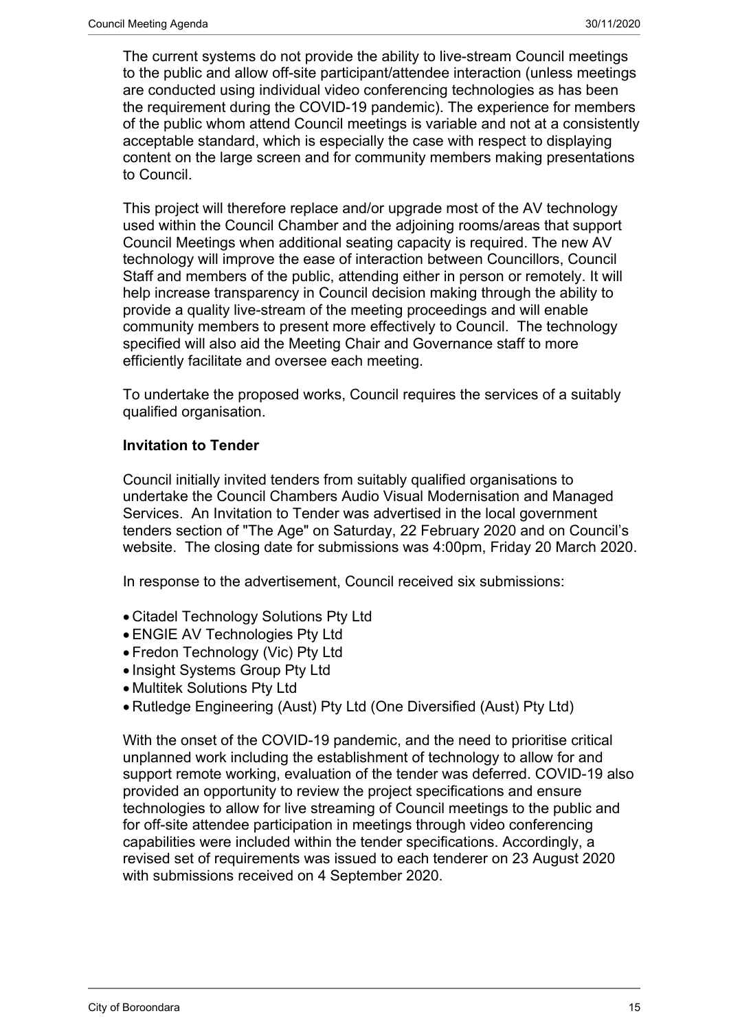The current systems do not provide the ability to live-stream Council meetings to the public and allow off-site participant/attendee interaction (unless meetings are conducted using individual video conferencing technologies as has been the requirement during the COVID-19 pandemic). The experience for members of the public whom attend Council meetings is variable and not at a consistently acceptable standard, which is especially the case with respect to displaying content on the large screen and for community members making presentations to Council.

This project will therefore replace and/or upgrade most of the AV technology used within the Council Chamber and the adjoining rooms/areas that support Council Meetings when additional seating capacity is required. The new AV technology will improve the ease of interaction between Councillors, Council Staff and members of the public, attending either in person or remotely. It will help increase transparency in Council decision making through the ability to provide a quality live-stream of the meeting proceedings and will enable community members to present more effectively to Council. The technology specified will also aid the Meeting Chair and Governance staff to more efficiently facilitate and oversee each meeting.

To undertake the proposed works, Council requires the services of a suitably qualified organisation.

**Invitation to Tender**

Council initially invited tenders from suitably qualified organisations to undertake the Council Chambers Audio Visual Modernisation and Managed Services. An Invitation to Tender was advertised in the local government tenders section of "The Age" on Saturday, 22 February 2020 and on Council's website. The closing date for submissions was 4:00pm, Friday 20 March 2020.

In response to the advertisement, Council received six submissions:

- Citadel Technology Solutions Pty Ltd
- ENGIE AV Technologies Pty Ltd
- Fredon Technology (Vic) Pty Ltd
- Insight Systems Group Pty Ltd
- Multitek Solutions Pty Ltd
- Rutledge Engineering (Aust) Pty Ltd (One Diversified (Aust) Pty Ltd)

With the onset of the COVID-19 pandemic, and the need to prioritise critical unplanned work including the establishment of technology to allow for and support remote working, evaluation of the tender was deferred. COVID-19 also provided an opportunity to review the project specifications and ensure technologies to allow for live streaming of Council meetings to the public and for off-site attendee participation in meetings through video conferencing capabilities were included within the tender specifications. Accordingly, a revised set of requirements was issued to each tenderer on 23 August 2020 with submissions received on 4 September 2020.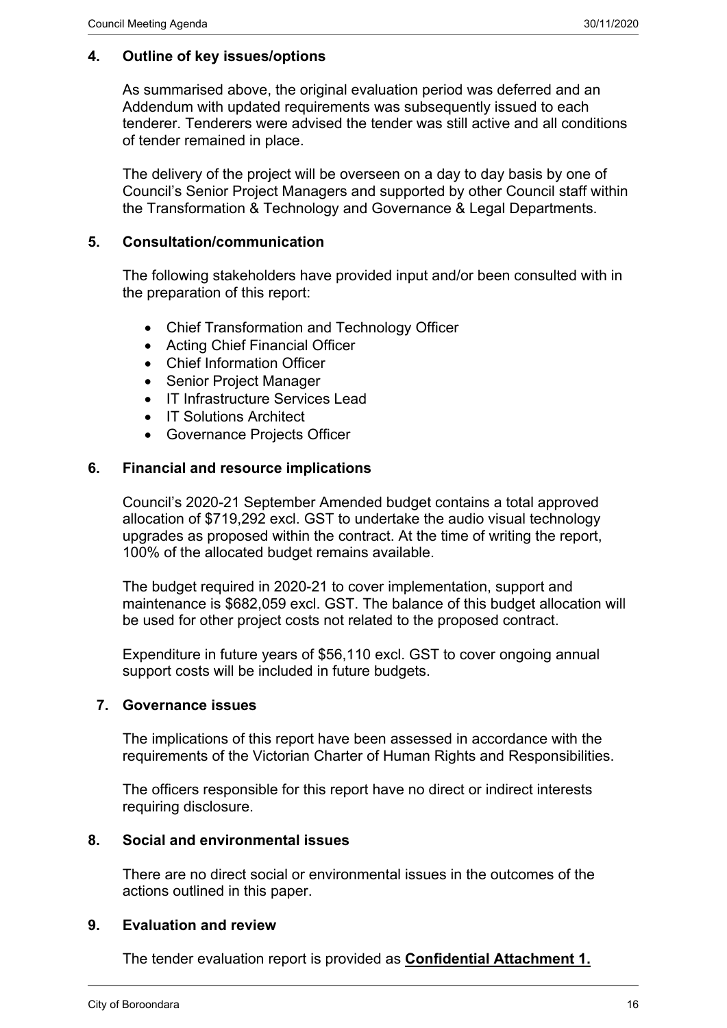## 4. Outline of key issues/options

As summarised above, the original evaluation period was deferred and an Addendum with updated requirements was subsequently issued to each tenderer. Tenderers were advised the tender was still active and all conditions of tender remained in place.

The delivery of the project will be overseen on a day to day basis by one of Council's Senior Project Managers and supported by other Council staff within the Transformation & Technology and Governance & Legal Departments.

## 5. Consultation/communication

The following stakeholders have provided input and/or been consulted with in the preparation of this report:

- Chief Transformation and Technology Officer
- Acting Chief Financial Officer
- Chief Information Officer
- Senior Project Manager
- IT Infrastructure Services Lead
- IT Solutions Architect
- Governance Projects Officer

## 6. Financial and resource implications

Council's 2020-21 September Amended budget contains a total approved allocation of $719,292 excl. GST to undertake the audio visual technology upgrades as proposed within the contract. At the time of writing the report, 100% of the allocated budget remains available.

The budget required in 2020-21 to cover implementation, support and maintenance is $682,059 excl. GST. The balance of this budget allocation will be used for other project costs not related to the proposed contract.

Expenditure in future years of $56,110 excl. GST to cover ongoing annual support costs will be included in future budgets.

## 7. Governance issues

The implications of this report have been assessed in accordance with the requirements of the Victorian Charter of Human Rights and Responsibilities.

The officers responsible for this report have no direct or indirect interests requiring disclosure.

## 8. Social and environmental issues

There are no direct social or environmental issues in the outcomes of the actions outlined in this paper.

## 9. Evaluation and review

The tender evaluation report is provided as **Confidential Attachment 1.**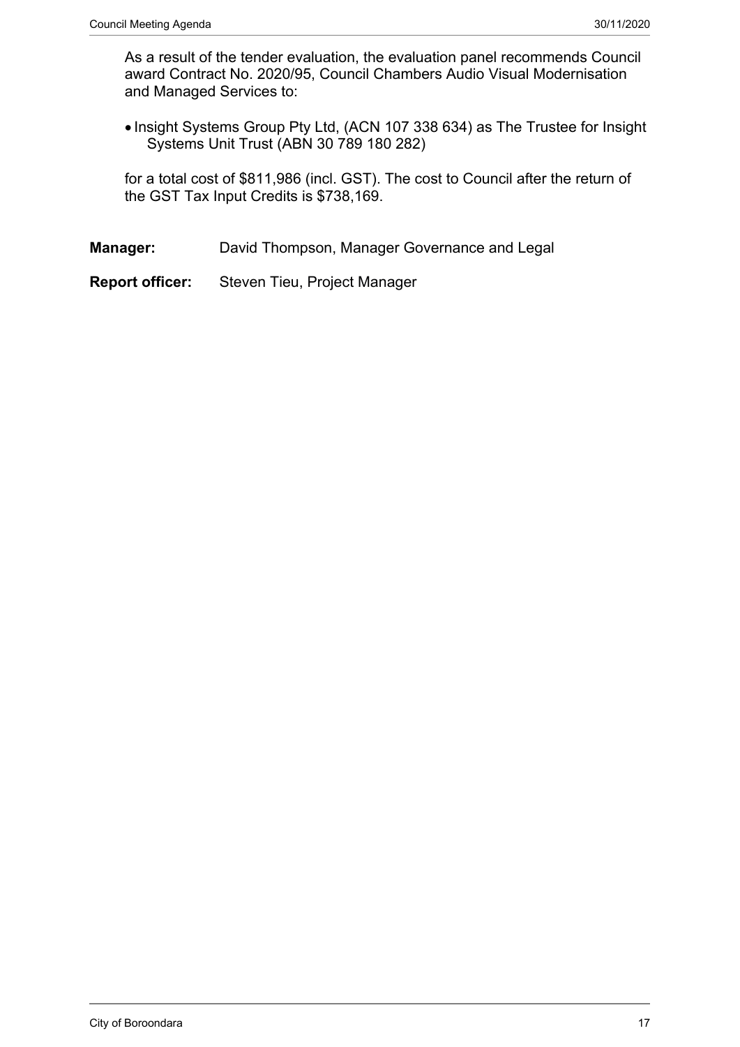As a result of the tender evaluation, the evaluation panel recommends Council award Contract No. 2020/95, Council Chambers Audio Visual Modernisation and Managed Services to:

- Insight Systems Group Pty Ltd, (ACN 107 338 634) as The Trustee for Insight Systems Unit Trust (ABN 30 789 180 282)

for a total cost of $811,986 (incl. GST). The cost to Council after the return of the GST Tax Input Credits is $738,169.

**Manager:** David Thompson, Manager Governance and Legal

**Report officer:** Steven Tieu, Project Manager